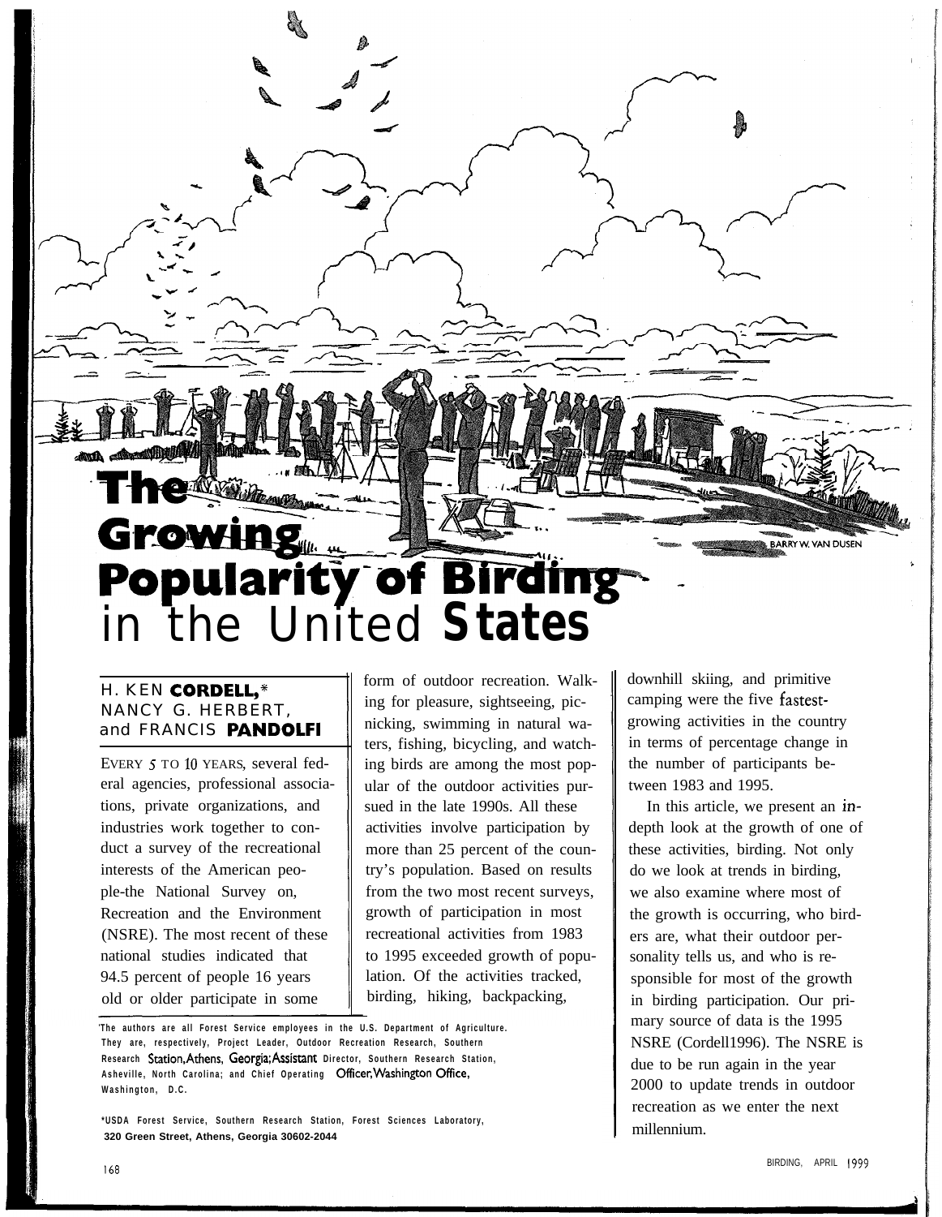# The Growing Popularity of Birding in the United States

H. KEN CORDELL,* NANCY G. HERBERT, and FRANCIS PANDOLFI

EVERY 5 TO 10 YEARS, several federal agencies, professional associations, private organizations, and industries work together to conduct a survey of the recreational interests of the American people-the National Survey on Recreation and the Environment (NSRE). The most recent of these national studies indicated that 94.5 percent of people 16 years old or older participate in some form of outdoor recreation. Walking for pleasure, sightseeing, picnicking, swimming in natural waters, fishing, bicycling, and watching birds are among the most popular of the outdoor activities pursued in the late 1990s. All these activities involve participation by more than 25 percent of the country's population. Based on results from the two most recent surveys, growth of participation in most recreational activities from 1983 to 1995 exceeded growth of population. Of the activities tracked, birding, hiking, backpacking, downhill skiing, and primitive camping were the five fastest-growing activities in the country in terms of percentage change in the number of participants between 1983 and 1995.

In this article, we present an in-depth look at the growth of one of these activities, birding. Not only do we look at trends in birding, we also examine where most of the growth is occurring, who birders are, what their outdoor personality tells us, and who is responsible for most of the growth in birding participation. Our primary source of data is the 1995 NSRE (Cordell1996). The NSRE is due to be run again in the year 2000 to update trends in outdoor recreation as we enter the next millennium.

'The authors are all Forest Service employees in the U.S. Department of Agriculture. They are, respectively, Project Leader, Outdoor Recreation Research, Southern Research Station,Athens, Georgia;Assistant Director, Southern Research Station, Asheville, North Carolina; and Chief Operating Officer,Washington Office, Washington, D.C.

*USDA Forest Service, Southern Research Station, Forest Sciences Laboratory, 320 Green Street, Athens, Georgia 30602-2044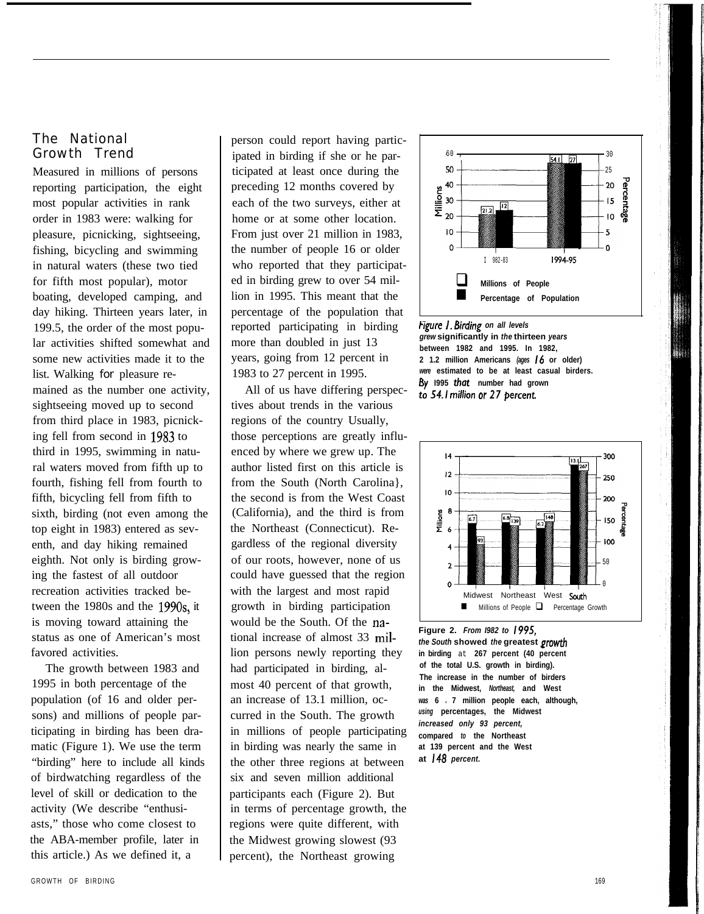## The National Growth Trend

Measured in millions of persons reporting participation, the eight most popular activities in rank order in 1983 were: walking for pleasure, picnicking, sightseeing, fishing, bicycling and swimming in natural waters (these two tied for fifth most popular), motor boating, developed camping, and day hiking. Thirteen years later, in 199.5, the order of the most popular activities shifted somewhat and some new activities made it to the list. Walking for pleasure remained as the number one activity, sightseeing moved up to second from third place in 1983, picnicking fell from second in 1983 to third in 1995, swimming in natural waters moved from fifth up to fourth, fishing fell from fourth to fifth, bicycling fell from fifth to sixth, birding (not even among the top eight in 1983) entered as seventh, and day hiking remained eighth. Not only is birding growing the fastest of all outdoor recreation activities tracked between the 1980s and the 1990s, it is moving toward attaining the status as one of American's most favored activities.

The growth between 1983 and 1995 in both percentage of the population (of 16 and older persons) and millions of people participating in birding has been dramatic (Figure 1). We use the term "birding" here to include all kinds of birdwatching regardless of the level of skill or dedication to the activity (We describe "enthusiasts," those who come closest to the ABA-member profile, later in this article.) As we defined it, a person could report having participated in birding if she or he participated at least once during the preceding 12 months covered by each of the two surveys, either at home or at some other location. From just over 21 million in 1983, the number of people 16 or older who reported that they participated in birding grew to over 54 million in 1995. This meant that the percentage of the population that reported participating in birding more than doubled in just 13 years, going from 12 percent in 1983 to 27 percent in 1995.

All of us have differing perspectives about trends in the various regions of the country Usually, those perceptions are greatly influenced by where we grew up. The author listed first on this article is from the South (North Carolina}, the second is from the West Coast (California), and the third is from the Northeast (Connecticut). Regardless of the regional diversity of our roots, however, none of us could have guessed that the region with the largest and most rapid growth in birding participation would be the South. Of the national increase of almost 33 million persons newly reporting they had participated in birding, almost 40 percent of that growth, an increase of 13.1 million, occurred in the South. The growth in millions of people participating in birding was nearly the same in the other three regions at between six and seven million additional participants each (Figure 2). But in terms of percentage growth, the regions were quite different, with the Midwest growing slowest (93 percent), the Northeast growing

*Figure 1. Birding on all levels grew significantly in the thirteen years between 1982 and 1995. In 1982, 21.2 million Americans (ages 16 or older) were estimated to be at least casual birders. By 1995 that number had grown to 54.1 million or 27 percent.*

*Figure 2. From 1982 to 1995, the South showed the greatest growth in birding at 267 percent (40 percent of the total U.S. growth in birding). The increase in the number of birders in the Midwest, Northeast, and West was 6 - 7 million people each, although, using percentages, the Midwest increased only 93 percent, compared to the Northeast at 139 percent and the West at 148 percent.*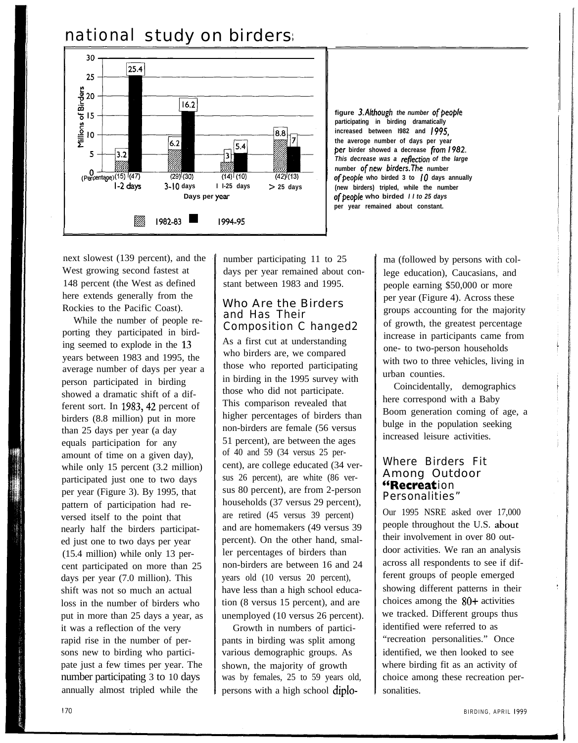# national study on birders

| Days per year | 1982-83 (millions) | 1994-95 (millions) | Percentage 1982-83 | Percentage 1994-95 |
|---|---|---|---|---|
| 1-2 days | 3.2 | 25.4 | (15) | (47) |
| 3-10 days | 6.2 | 16.2 | (29) | (30) |
| 11-25 days | 3 | 5.4 | (14) | (10) |
| > 25 days | 8.8 | 7 | (42) | (13) |

figure 3. *Although the number of people* participating in birding dramatically increased between 1982 and *1995,* the average number of days per year *per* birder showed a decrease *from 1982. This decrease was a reflection of the large* number *of new birders. The* number *of people* who birded 3 to *10* days annually (new birders) tripled, while the number *of people* who birded *11 to 25 days* per year remained about constant.

next slowest (139 percent), and the West growing second fastest at 148 percent (the West as defined here extends generally from the Rockies to the Pacific Coast).

While the number of people reporting they participated in birding seemed to explode in the 13 years between 1983 and 1995, the average number of days per year a person participated in birding showed a dramatic shift of a different sort. In 1983, 42 percent of birders (8.8 million) put in more than 25 days per year (a day equals participation for any amount of time on a given day), while only 15 percent (3.2 million) participated just one to two days per year (Figure 3). By 1995, that pattern of participation had reversed itself to the point that nearly half the birders participated just one to two days per year (15.4 million) while only 13 percent participated on more than 25 days per year (7.0 million). This shift was not so much an actual loss in the number of birders who put in more than 25 days a year, as it was a reflection of the very rapid rise in the number of persons new to birding who participate just a few times per year. The number participating 3 to 10 days annually almost tripled while the number participating 11 to 25 days per year remained about constant between 1983 and 1995.

## Who Are the Birders and Has Their Composition Changed?

As a first cut at understanding who birders are, we compared those who reported participating in birding in the 1995 survey with those who did not participate. This comparison revealed that higher percentages of birders than non-birders are female (56 versus 51 percent), are between the ages of 40 and 59 (34 versus 25 percent), are college educated (34 versus 26 percent), are white (86 versus 80 percent), are from 2-person households (37 versus 29 percent), are retired (45 versus 39 percent) and are homemakers (49 versus 39 percent). On the other hand, smaller percentages of birders than non-birders are between 16 and 24 years old (10 versus 20 percent), have less than a high school education (8 versus 15 percent), and are unemployed (10 versus 26 percent).

Growth in numbers of participants in birding was split among various demographic groups. As shown, the majority of growth was by females, 25 to 59 years old, persons with a high school diploma (followed by persons with college education), Caucasians, and people earning $50,000 or more per year (Figure 4). Across these groups accounting for the majority of growth, the greatest percentage increase in participants came from one- to two-person households with two to three vehicles, living in urban counties.

Coincidentally, demographics here correspond with a Baby Boom generation coming of age, a bulge in the population seeking increased leisure activities.

## Where Birders Fit Among Outdoor "Recreation Personalities"

Our 1995 NSRE asked over 17,000 people throughout the U.S. about their involvement in over 80 outdoor activities. We ran an analysis across all respondents to see if different groups of people emerged showing different patterns in their choices among the 80+ activities we tracked. Different groups thus identified were referred to as "recreation personalities." Once identified, we then looked to see where birding fit as an activity of choice among these recreation personalities.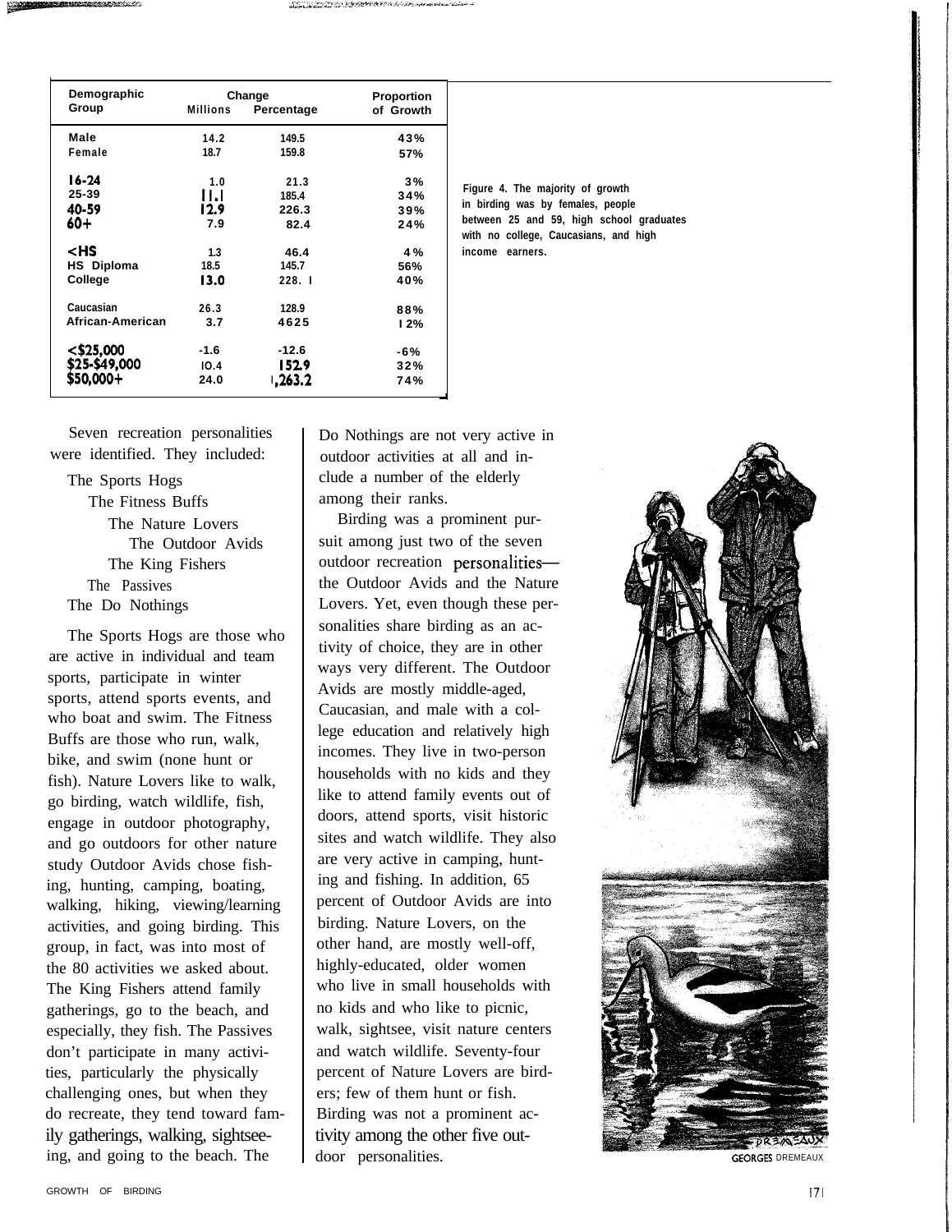| Demographic Group | Change | | Proportion of Growth |
|---|---|---|---|
| | Millions | Percentage | |
| Male | 14.2 | 149.5 | 43% |
| Female | 18.7 | 159.8 | 57% |
| 16-24 | 1.0 | 21.3 | 3% |
| 25-39 | 11.1 | 185.4 | 34% |
| 40-59 | 12.9 | 226.3 | 39% |
| 60+ | 7.9 | 82.4 | 24% |
| <HS | 1.3 | 46.4 | 4% |
| HS Diploma | 18.5 | 145.7 | 56% |
| College | 13.0 | 228.1 | 40% |
| Caucasian | 26.3 | 128.9 | 88% |
| African-American | 3.7 | 4625 | 12% |
| <$25,000 | -1.6 | -12.6 | -6% |
| $25-$49,000 | 10.4 | 152.9 | 32% |
| $50,000+ | 24.0 | 1,263.2 | 74% |

Figure 4. The majority of growth in birding was by females, people between 25 and 59, high school graduates with no college, Caucasians, and high income earners.

Seven recreation personalities were identified. They included:

The Sports Hogs
The Fitness Buffs
The Nature Lovers
The Outdoor Avids
The King Fishers
The Passives
The Do Nothings

The Sports Hogs are those who are active in individual and team sports, participate in winter sports, attend sports events, and who boat and swim. The Fitness Buffs are those who run, walk, bike, and swim (none hunt or fish). Nature Lovers like to walk, go birding, watch wildlife, fish, engage in outdoor photography, and go outdoors for other nature study Outdoor Avids chose fishing, hunting, camping, boating, walking, hiking, viewing/learning activities, and going birding. This group, in fact, was into most of the 80 activities we asked about. The King Fishers attend family gatherings, go to the beach, and especially, they fish. The Passives don't participate in many activities, particularly the physically challenging ones, but when they do recreate, they tend toward family gatherings, walking, sightseeing, and going to the beach. The Do Nothings are not very active in outdoor activities at all and include a number of the elderly among their ranks.

Birding was a prominent pursuit among just two of the seven outdoor recreation personalities—the Outdoor Avids and the Nature Lovers. Yet, even though these personalities share birding as an activity of choice, they are in other ways very different. The Outdoor Avids are mostly middle-aged, Caucasian, and male with a college education and relatively high incomes. They live in two-person households with no kids and they like to attend family events out of doors, attend sports, visit historic sites and watch wildlife. They also are very active in camping, hunting and fishing. In addition, 65 percent of Outdoor Avids are into birding. Nature Lovers, on the other hand, are mostly well-off, highly-educated, older women who live in small households with no kids and who like to picnic, walk, sightsee, visit nature centers and watch wildlife. Seventy-four percent of Nature Lovers are birders; few of them hunt or fish. Birding was not a prominent activity among the other five outdoor personalities.

GEORGES DREMEAUX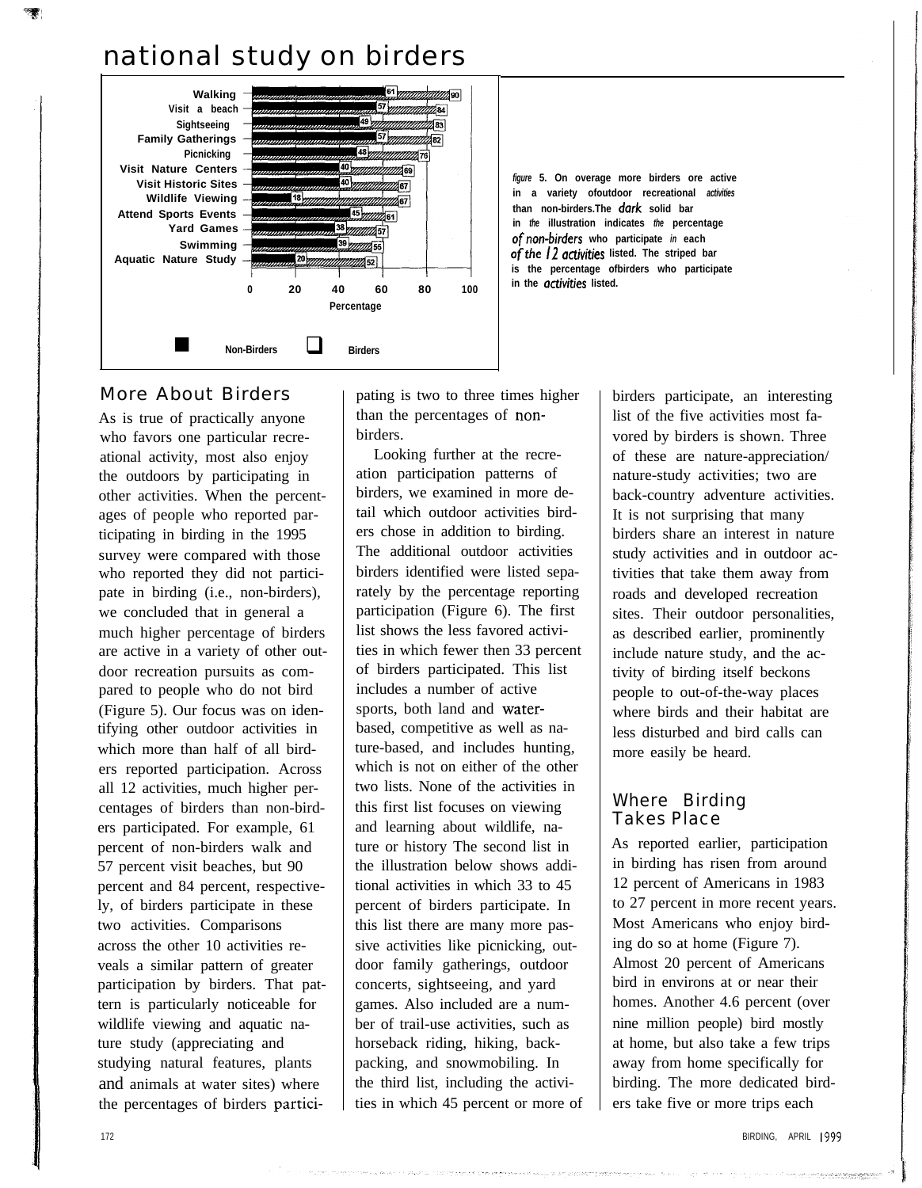| Activity | Non-Birders (%) | Birders (%) |
| --- | --- | --- |
| Walking | 61 | 90 |
| Visit a beach | 57 | 84 |
| Sightseeing | 49 | 83 |
| Family Gatherings | 57 | 82 |
| Picnicking | 48 | 76 |
| Visit Nature Centers | 40 | 69 |
| Visit Historic Sites | 40 | 67 |
| Wildlife Viewing | 18 | 67 |
| Attend Sports Events | 45 | 61 |
| Yard Games | 38 | 57 |
| Swimming | 39 | 55 |
| Aquatic Nature Study | 20 | 52 |

*figure* **5. On overage more birders ore active in a variety ofoutdoor recreational** *activities* **than non-birders.The** *dark* **solid bar in** *the* **illustration indicates** *the* **percentage** *of non-birders* **who participate** *in* **each** *of the 12 activities* **listed. The striped bar is the percentage ofbirders who participate in the** *activities* **listed.**

## More About Birders

As is true of practically anyone who favors one particular recreational activity, most also enjoy the outdoors by participating in other activities. When the percentages of people who reported participating in birding in the 1995 survey were compared with those who reported they did not participate in birding (i.e., non-birders), we concluded that in general a much higher percentage of birders are active in a variety of other outdoor recreation pursuits as compared to people who do not bird (Figure 5). Our focus was on identifying other outdoor activities in which more than half of all birders reported participation. Across all 12 activities, much higher percentages of birders than non-birders participated. For example, 61 percent of non-birders walk and 57 percent visit beaches, but 90 percent and 84 percent, respectively, of birders participate in these two activities. Comparisons across the other 10 activities reveals a similar pattern of greater participation by birders. That pattern is particularly noticeable for wildlife viewing and aquatic nature study (appreciating and studying natural features, plants and animals at water sites) where the percentages of birders participating is two to three times higher than the percentages of non-birders.

Looking further at the recreation participation patterns of birders, we examined in more detail which outdoor activities birders chose in addition to birding. The additional outdoor activities birders identified were listed separately by the percentage reporting participation (Figure 6). The first list shows the less favored activities in which fewer then 33 percent of birders participated. This list includes a number of active sports, both land and water-based, competitive as well as nature-based, and includes hunting, which is not on either of the other two lists. None of the activities in this first list focuses on viewing and learning about wildlife, nature or history The second list in the illustration below shows additional activities in which 33 to 45 percent of birders participate. In this list there are many more passive activities like picnicking, outdoor family gatherings, outdoor concerts, sightseeing, and yard games. Also included are a number of trail-use activities, such as horseback riding, hiking, backpacking, and snowmobiling. In the third list, including the activities in which 45 percent or more of birders participate, an interesting list of the five activities most favored by birders is shown. Three of these are nature-appreciation/ nature-study activities; two are back-country adventure activities. It is not surprising that many birders share an interest in nature study activities and in outdoor activities that take them away from roads and developed recreation sites. Their outdoor personalities, as described earlier, prominently include nature study, and the activity of birding itself beckons people to out-of-the-way places where birds and their habitat are less disturbed and bird calls can more easily be heard.

## Where Birding Takes Place

As reported earlier, participation in birding has risen from around 12 percent of Americans in 1983 to 27 percent in more recent years. Most Americans who enjoy birding do so at home (Figure 7). Almost 20 percent of Americans bird in environs at or near their homes. Another 4.6 percent (over nine million people) bird mostly at home, but also take a few trips away from home specifically for birding. The more dedicated birders take five or more trips each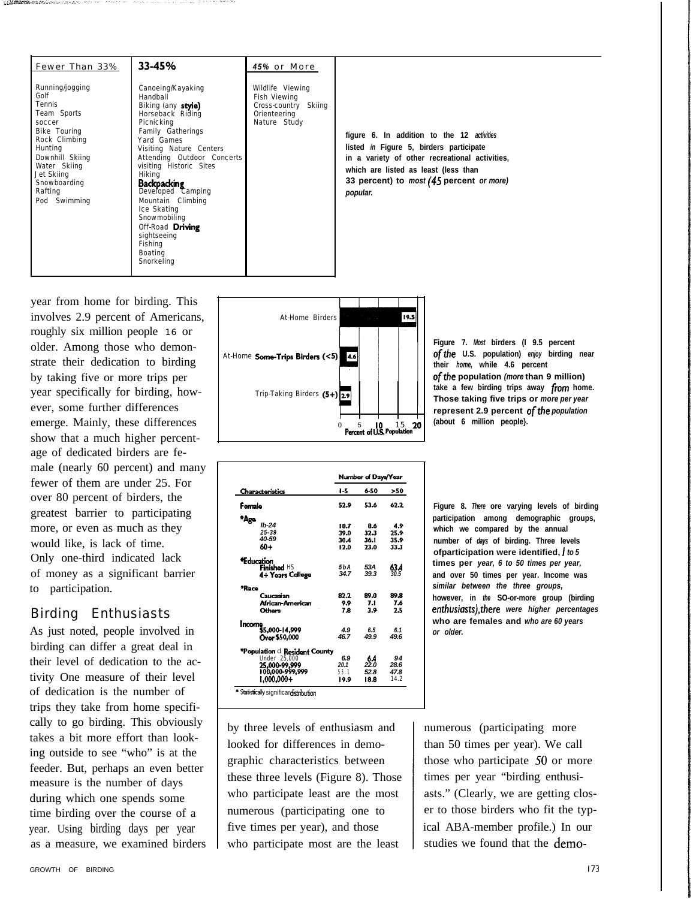| Fewer Than 33% | 33-45% | 45% or More |
|---|---|---|
| Running/jogging | Canoeing/Kayaking | Wildlife Viewing |
| Golf | Handball | Fish Viewing |
| Tennis | Biking (any style) | Cross-country Skiing |
| Team Sports | Horseback Riding | Orienteering |
| soccer | Picnicking | Nature Study |
| Bike Touring | Family Gatherings | |
| Rock Climbing | Yard Games | |
| Hunting | Visiting Nature Centers | |
| Downhill Skiing | Attending Outdoor Concerts | |
| Water Skiing | visiting Historic Sites | |
| Jet Skiing | Hiking | |
| Snowboarding | Backpacking | |
| Rafting | Developed Camping | |
| Pod Swimming | Mountain Climbing | |
| | Ice Skating | |
| | Snowmobiling | |
| | Off-Road Driving | |
| | sightseeing | |
| | Fishing | |
| | Boating | |
| | Snorkeling | |

**figure 6. In addition to the 12 *activities* listed *in* Figure 5, birders participate in a variety of other recreational activities, which are listed as least (less than 33 percent) to *most* (45 percent *or more) popular.***

year from home for birding. This involves 2.9 percent of Americans, roughly six million people 16 or older. Among those who demonstrate their dedication to birding by taking five or more trips per year specifically for birding, however, some further differences emerge. Mainly, these differences show that a much higher percentage of dedicated birders are female (nearly 60 percent) and many fewer of them are under 25. For over 80 percent of birders, the greatest barrier to participating more, or even as much as they would like, is lack of time. Only one-third indicated lack of money as a significant barrier to participation.

| | Percent of U.S. Population |
|---|---|
| At-Home Birders | 19.5 |
| At-Home Some-Trips Birders (<5) | 4.6 |
| Trip-Taking Birders (5+) | 2.9 |

**Figure 7. *Most* birders (19.5 percent *of the* U.S. population) *enjoy* birding near their *home,* while 4.6 percent *of the* population *(more* than 9 million) take a few birding trips away *from* home. Those taking five trips or *more per year* represent 2.9 percent *of the population* (about 6 million people).**

## Birding Enthusiasts

As just noted, people involved in birding can differ a great deal in their level of dedication to the activity One measure of their level of dedication is the number of trips they take from home specifically to go birding. This obviously takes a bit more effort than looking outside to see "who" is at the feeder. But, perhaps an even better measure is the number of days during which one spends some time birding over the course of a year. Using birding days per year as a measure, we examined birders by three levels of enthusiasm and looked for differences in demographic characteristics between these three levels (Figure 8). Those who participate least are the most numerous (participating one to five times per year), and those who participate most are the least numerous (participating more than 50 times per year). We call those who participate 50 or more times per year "birding enthusiasts." (Clearly, we are getting closer to those birders who fit the typical ABA-member profile.) In our studies we found that the demo-

| Characteristics | Number of Days/Year 1-5 | 6-50 | >50 |
|---|---|---|---|
| **Female** | 52.9 | 53.6 | 62.2 |
| ***Age** | | | |
| 16-24 | 18.7 | 8.6 | 4.9 |
| 25-39 | 39.0 | 32.3 | 25.9 |
| 40-59 | 30.4 | 36.1 | 35.9 |
| 60+ | 12.0 | 23.0 | 33.3 |
| ***Education** | | | |
| Finished HS | 56.4 | 53.4 | 63.4 |
| 4+ Years College | 34.7 | 39.3 | 30.5 |
| ***Race** | | | |
| Caucasian | 82.2 | 89.0 | 89.8 |
| African-American | 9.9 | 7.1 | 7.6 |
| Others | 7.8 | 3.9 | 2.5 |
| **Income** | | | |
| $5,000-14,999 | 4.9 | 6.5 | 6.1 |
| Over $50,000 | 46.7 | 49.9 | 49.6 |
| ***Population of Resident County** | | | |
| Under 25,000 | 6.9 | 6.4 | 9.4 |
| 25,000-99,999 | 20.1 | 22.0 | 28.6 |
| 100,000-999,999 | 53.1 | 52.8 | 47.8 |
| 1,000,000+ | 19.9 | 18.8 | 14.2 |

* Statistically significant distribution

**Figure 8. *There* are varying levels of birding participation among demographic groups, which we compared by the annual number of *days* of birding. Three levels ofparticipation were identified, *1 to 5* times per *year, 6 to 50 times per year,* and over 50 times per year. Income was *similar between the three groups,* however, in *the* 50-or-more group (birding *enthusiasts),there were higher percentages* who are females and *who are 60 years or older.***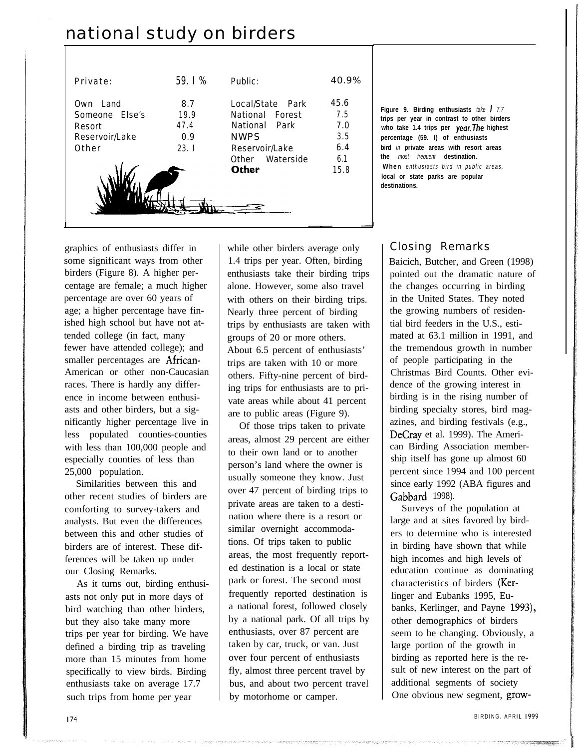# national study on birders

| Private: | 59.1% | Public: | 40.9% |
| --- | --- | --- | --- |
| Own Land | 8.7 | Local/State Park | 45.6 |
| Someone Else's | 19.9 | National Forest | 7.5 |
| Resort | 47.4 | National Park | 7.0 |
| Reservoir/Lake | 0.9 | NWPS | 3.5 |
| Other | 23.1 | Reservoir/Lake | 6.4 |
| | | Other Waterside | 6.1 |
| | | **Other** | 15.8 |

**Figure 9. Birding enthusiasts** *take* **1** *7.7* **trips per year in contrast to other birders who take 1.4 trips per year. The highest percentage (59.1) of enthusiasts bird** *in* **private areas with resort areas the** *most frequent* **destination. When** *enthusiasts bird in public areas,* **local or state parks are popular destinations.**

graphics of enthusiasts differ in some significant ways from other birders (Figure 8). A higher percentage are female; a much higher percentage are over 60 years of age; a higher percentage have finished high school but have not attended college (in fact, many fewer have attended college); and smaller percentages are African-American or other non-Caucasian races. There is hardly any difference in income between enthusiasts and other birders, but a significantly higher percentage live in less populated counties-counties with less than 100,000 people and especially counties of less than 25,000 population.

Similarities between this and other recent studies of birders are comforting to survey-takers and analysts. But even the differences between this and other studies of birders are of interest. These differences will be taken up under our Closing Remarks.

As it turns out, birding enthusiasts not only put in more days of bird watching than other birders, but they also take many more trips per year for birding. We have defined a birding trip as traveling more than 15 minutes from home specifically to view birds. Birding enthusiasts take on average 17.7 such trips from home per year while other birders average only 1.4 trips per year. Often, birding enthusiasts take their birding trips alone. However, some also travel with others on their birding trips. Nearly three percent of birding trips by enthusiasts are taken with groups of 20 or more others. About 6.5 percent of enthusiasts' trips are taken with 10 or more others. Fifty-nine percent of birding trips for enthusiasts are to private areas while about 41 percent are to public areas (Figure 9).

Of those trips taken to private areas, almost 29 percent are either to their own land or to another person's land where the owner is usually someone they know. Just over 47 percent of birding trips to private areas are taken to a destination where there is a resort or similar overnight accommodations. Of trips taken to public areas, the most frequently reported destination is a local or state park or forest. The second most frequently reported destination is a national forest, followed closely by a national park. Of all trips by enthusiasts, over 87 percent are taken by car, truck, or van. Just over four percent of enthusiasts fly, almost three percent travel by bus, and about two percent travel by motorhome or camper.

## Closing Remarks

Baicich, Butcher, and Green (1998) pointed out the dramatic nature of the changes occurring in birding in the United States. They noted the growing numbers of residential bird feeders in the U.S., estimated at 63.1 million in 1991, and the tremendous growth in number of people participating in the Christmas Bird Counts. Other evidence of the growing interest in birding is in the rising number of birding specialty stores, bird magazines, and birding festivals (e.g., DeCray et al. 1999). The American Birding Association membership itself has gone up almost 60 percent since 1994 and 100 percent since early 1992 (ABA figures and Gabbard 1998).

Surveys of the population at large and at sites favored by birders to determine who is interested in birding have shown that while high incomes and high levels of education continue as dominating characteristics of birders (Kerlinger and Eubanks 1995, Eubanks, Kerlinger, and Payne 1993), other demographics of birders seem to be changing. Obviously, a large portion of the growth in birding as reported here is the result of new interest on the part of additional segments of society One obvious new segment, grow-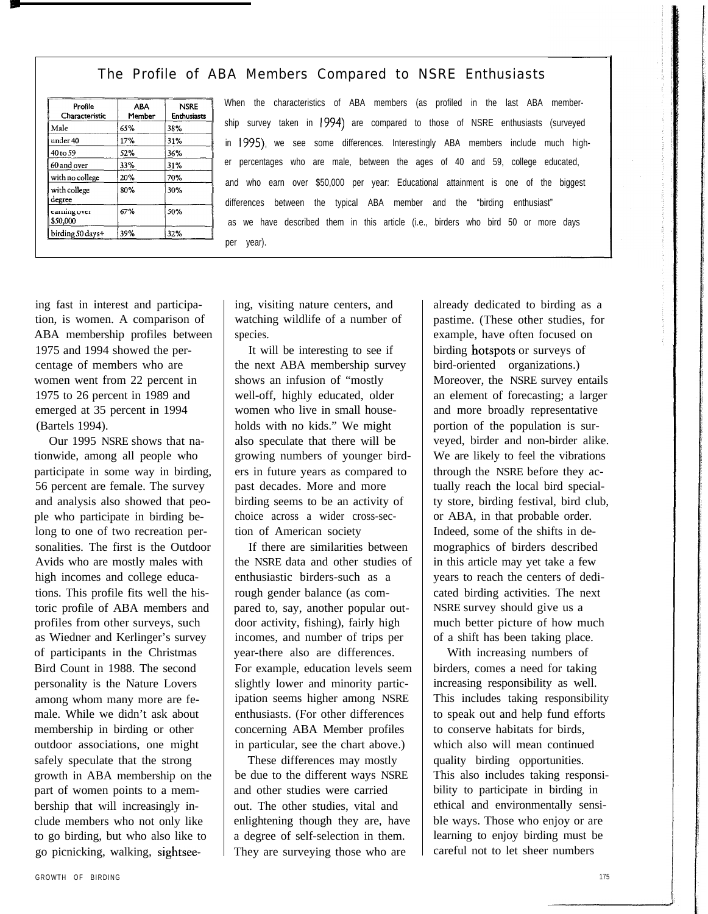## The Profile of ABA Members Compared to NSRE Enthusiasts

| Profile Characteristic | ABA Member | NSRE Enthusiasts |
|---|---|---|
| Male | 65% | 38% |
| under 40 | 17% | 31% |
| 40 to 59 | 52% | 36% |
| 60 and over | 33% | 31% |
| with no college | 20% | 70% |
| with college degree | 80% | 30% |
| earning over $50,000 | 67% | 50% |
| birding 50 days+ | 39% | 32% |

When the characteristics of ABA members (as profiled in the last ABA membership survey taken in 1994) are compared to those of NSRE enthusiasts (surveyed in 1995), we see some differences. Interestingly ABA members include much higher percentages who are male, between the ages of 40 and 59, college educated, and who earn over $50,000 per year: Educational attainment is one of the biggest differences between the typical ABA member and the "birding enthusiast" as we have described them in this article (i.e., birders who bird 50 or more days per year).

ing fast in interest and participation, is women. A comparison of ABA membership profiles between 1975 and 1994 showed the percentage of members who are women went from 22 percent in 1975 to 26 percent in 1989 and emerged at 35 percent in 1994 (Bartels 1994).

Our 1995 NSRE shows that nationwide, among all people who participate in some way in birding, 56 percent are female. The survey and analysis also showed that people who participate in birding belong to one of two recreation personalities. The first is the Outdoor Avids who are mostly males with high incomes and college educations. This profile fits well the historic profile of ABA members and profiles from other surveys, such as Wiedner and Kerlinger's survey of participants in the Christmas Bird Count in 1988. The second personality is the Nature Lovers among whom many more are female. While we didn't ask about membership in birding or other outdoor associations, one might safely speculate that the strong growth in ABA membership on the part of women points to a membership that will increasingly include members who not only like to go birding, but who also like to go picnicking, walking, sightseeing, visiting nature centers, and watching wildlife of a number of species.

It will be interesting to see if the next ABA membership survey shows an infusion of "mostly well-off, highly educated, older women who live in small households with no kids." We might also speculate that there will be growing numbers of younger birders in future years as compared to past decades. More and more birding seems to be an activity of choice across a wider cross-section of American society

If there are similarities between the NSRE data and other studies of enthusiastic birders-such as a rough gender balance (as compared to, say, another popular outdoor activity, fishing), fairly high incomes, and number of trips per year-there also are differences. For example, education levels seem slightly lower and minority participation seems higher among NSRE enthusiasts. (For other differences concerning ABA Member profiles in particular, see the chart above.)

These differences may mostly be due to the different ways NSRE and other studies were carried out. The other studies, vital and enlightening though they are, have a degree of self-selection in them. They are surveying those who are already dedicated to birding as a pastime. (These other studies, for example, have often focused on birding hotspots or surveys of bird-oriented organizations.) Moreover, the NSRE survey entails an element of forecasting; a larger and more broadly representative portion of the population is surveyed, birder and non-birder alike. We are likely to feel the vibrations through the NSRE before they actually reach the local bird specialty store, birding festival, bird club, or ABA, in that probable order. Indeed, some of the shifts in demographics of birders described in this article may yet take a few years to reach the centers of dedicated birding activities. The next NSRE survey should give us a much better picture of how much of a shift has been taking place.

With increasing numbers of birders, comes a need for taking increasing responsibility as well. This includes taking responsibility to speak out and help fund efforts to conserve habitats for birds, which also will mean continued quality birding opportunities. This also includes taking responsibility to participate in birding in ethical and environmentally sensible ways. Those who enjoy or are learning to enjoy birding must be careful not to let sheer numbers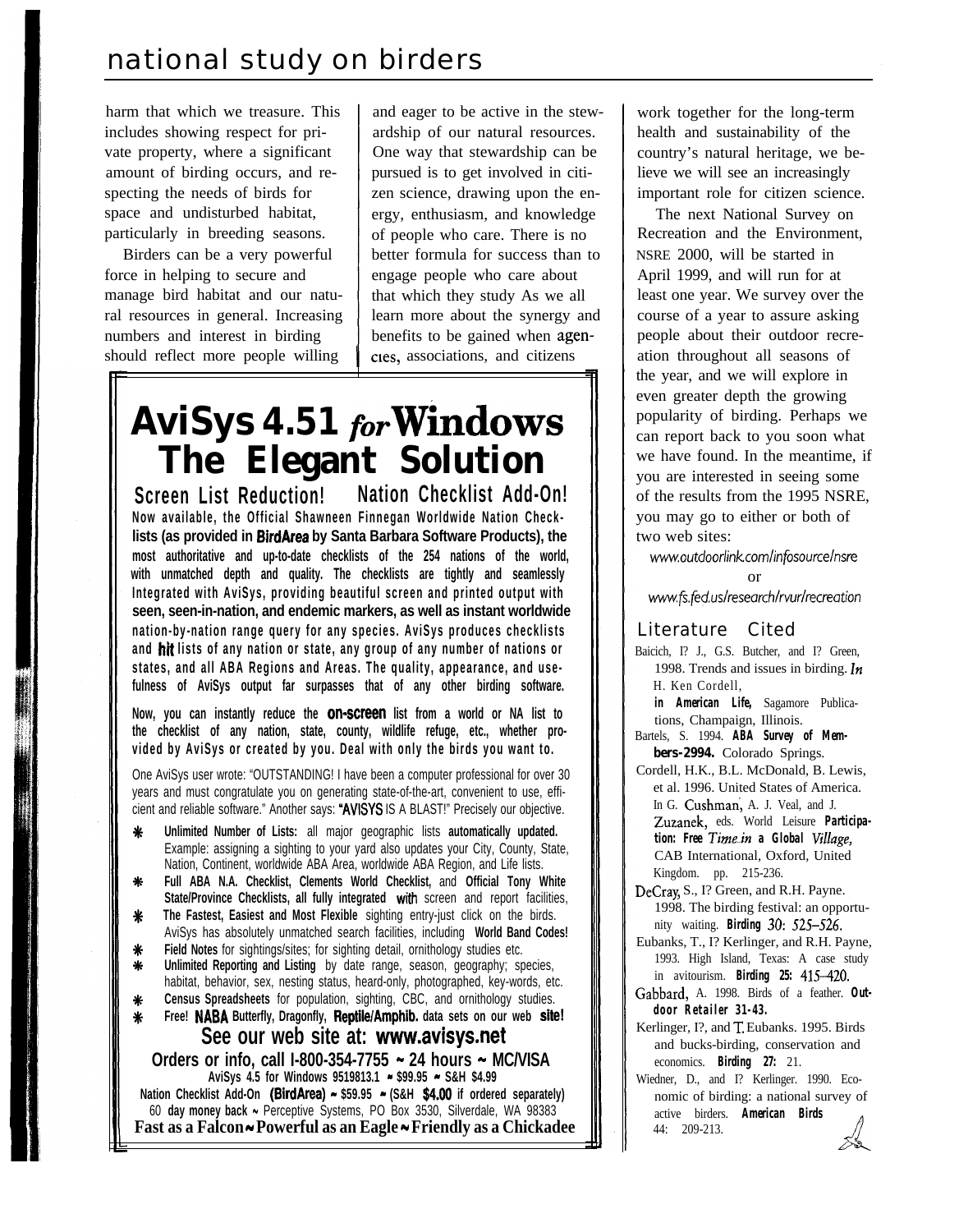harm that which we treasure. This includes showing respect for private property, where a significant amount of birding occurs, and respecting the needs of birds for space and undisturbed habitat, particularly in breeding seasons.

Birders can be a very powerful force in helping to secure and manage bird habitat and our natural resources in general. Increasing numbers and interest in birding should reflect more people willing and eager to be active in the stewardship of our natural resources. One way that stewardship can be pursued is to get involved in citizen science, drawing upon the energy, enthusiasm, and knowledge of people who care. There is no better formula for success than to engage people who care about that which they study As we all learn more about the synergy and benefits to be gained when agencies, associations, and citizens work together for the long-term health and sustainability of the country's natural heritage, we believe we will see an increasingly important role for citizen science.

The next National Survey on Recreation and the Environment, NSRE 2000, will be started in April 1999, and will run for at least one year. We survey over the course of a year to assure asking people about their outdoor recreation throughout all seasons of the year, and we will explore in even greater depth the growing popularity of birding. Perhaps we can report back to you soon what we have found. In the meantime, if you are interested in seeing some of the results from the 1995 NSRE, you may go to either or both of two web sites:

*www.outdoorlink.com/infosource/nsre*

or

*www.fs.fed.us/research/rvur/recreation*

## AviSys 4.51 *for* Windows
## The Elegant Solution

**Screen List Reduction! Nation Checklist Add-On!**

**Now available, the Official Shawneen Finnegan Worldwide Nation Checklists (as provided in BirdArea by Santa Barbara Software Products), the most authoritative and up-to-date checklists of the 254 nations of the world, with unmatched depth and quality. The checklists are tightly and seamlessly Integrated with AviSys, providing beautiful screen and printed output with seen, seen-in-nation, and endemic markers, as well as instant worldwide nation-by-nation range query for any species. AviSys produces checklists and hit lists of any nation or state, any group of any number of nations or states, and all ABA Regions and Areas. The quality, appearance, and usefulness of AviSys output far surpasses that of any other birding software.**

**Now, you can instantly reduce the on-screen list from a world or NA list to the checklist of any nation, state, county, wildlife refuge, etc., whether provided by AviSys or created by you. Deal with only the birds you want to.**

One AviSys user wrote: "OUTSTANDING! I have been a computer professional for over 30 years and must congratulate you on generating state-of-the-art, convenient to use, efficient and reliable software." Another says: "AVISYS IS A BLAST!" Precisely our objective.

- **Unlimited Number of Lists:** all major geographic lists **automatically updated.** Example: assigning a sighting to your yard also updates your City, County, State, Nation, Continent, worldwide ABA Area, worldwide ABA Region, and Life lists.
- **Full ABA N.A. Checklist, Clements World Checklist,** and **Official Tony White State/Province Checklists, all fully integrated with** screen and report facilities,
- **The Fastest, Easiest and Most Flexible** sighting entry-just click on the birds. AviSys has absolutely unmatched search facilities, including **World Band Codes!**
- **Field Notes** for sightings/sites; for sighting detail, ornithology studies etc.
- **Unlimited Reporting and Listing** by date range, season, geography; species, habitat, behavior, sex, nesting status, heard-only, photographed, key-words, etc.
- **Census Spreadsheets** for population, sighting, CBC, and ornithology studies.
- **Free! NABA Butterfly, Dragonfly, Reptile/Amphib. data sets on our web site!**

**See our web site at: www.avisys.net**

**Orders or info, call I-800-354-7755 ~ 24 hours ~ MC/VISA**

**AviSys 4.5 for Windows 9519813.1 ~ $99.95 ~ S&H $4.99**

**Nation Checklist Add-On (BirdArea) ~ $59.95 ~ (S&H $4.00 if ordered separately)**

60 **day money back** ~ Perceptive Systems, PO Box 3530, Silverdale, WA 98383

**Fast as a Falcon ~ Powerful as an Eagle ~ Friendly as a Chickadee**

## Literature Cited

Baicich, P. J., G.S. Butcher, and P. Green, 1998. Trends and issues in birding. *In* H. Ken Cordell, **in American Life,** Sagamore Publications, Champaign, Illinois.

Bartels, S. 1994. **ABA Survey of Members-1994.** Colorado Springs.

Cordell, H.K., B.L. McDonald, B. Lewis, et al. 1996. United States of America. In G. Cushman, A. J. Veal, and J. Zuzanek, eds. World Leisure **Participation: Free *Time in* a Global *Village,*** CAB International, Oxford, United Kingdom. pp. 215-236.

DeCray, S., P. Green, and R.H. Payne. 1998. The birding festival: an opportunity waiting. **Birding** 30: 525-526.

Eubanks, T., P. Kerlinger, and R.H. Payne, 1993. High Island, Texas: A case study in avitourism. **Birding 25:** 415-420.

Gabbard, A. 1998. Birds of a feather. **Outdoor Retailer 31-43.**

Kerlinger, P., and T. Eubanks. 1995. Birds and bucks-birding, conservation and economics. **Birding 27:** 21.

Wiedner, D., and P. Kerlinger. 1990. Economic of birding: a national survey of active birders. **American Birds** 44: 209-213.